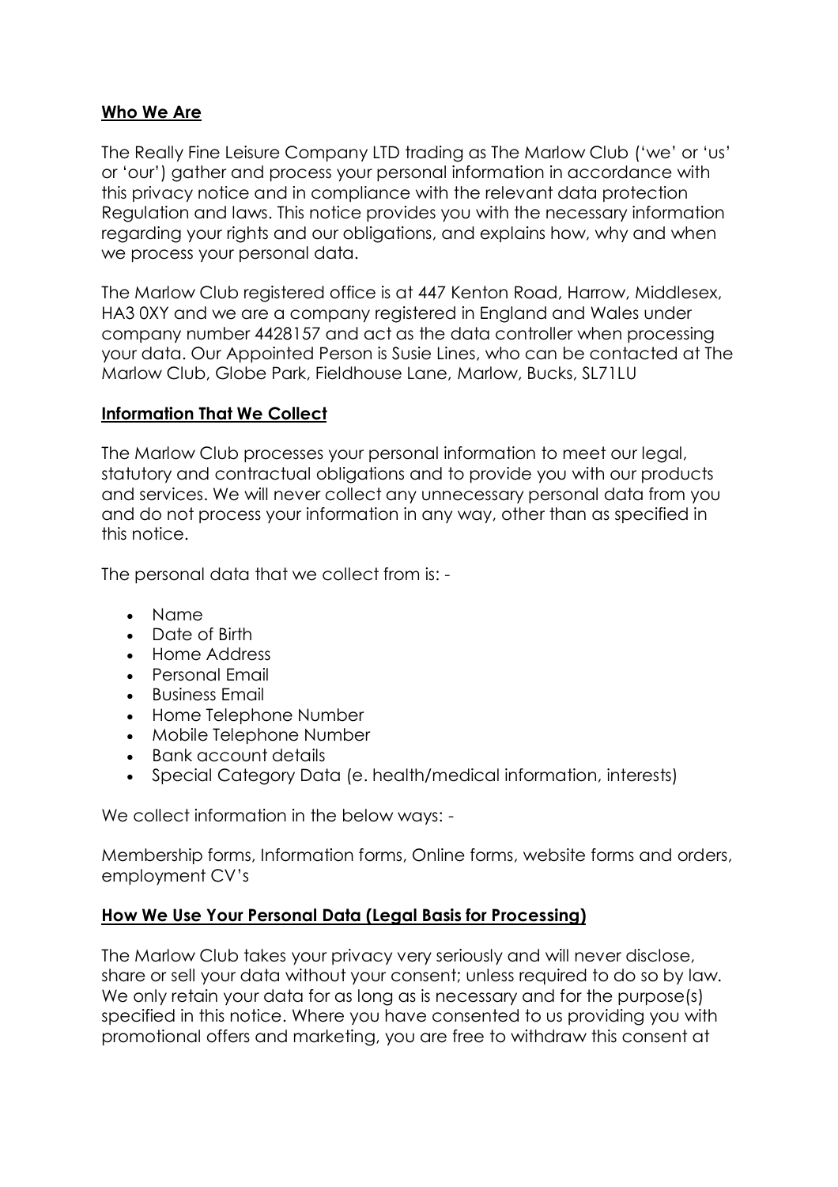## **Who We Are**

The Really Fine Leisure Company LTD trading as The Marlow Club ('we' or 'us' or 'our') gather and process your personal information in accordance with this privacy notice and in compliance with the relevant data protection Regulation and laws. This notice provides you with the necessary information regarding your rights and our obligations, and explains how, why and when we process your personal data.

The Marlow Club registered office is at 447 Kenton Road, Harrow, Middlesex, HA3 0XY and we are a company registered in England and Wales under company number 4428157 and act as the data controller when processing your data. Our Appointed Person is Susie Lines, who can be contacted at The Marlow Club, Globe Park, Fieldhouse Lane, Marlow, Bucks, SL71LU

## **Information That We Collect**

The Marlow Club processes your personal information to meet our legal, statutory and contractual obligations and to provide you with our products and services. We will never collect any unnecessary personal data from you and do not process your information in any way, other than as specified in this notice.

The personal data that we collect from is: -

- Name
- Date of Birth
- Home Address
- Personal Email
- Business Email
- Home Telephone Number
- Mobile Telephone Number
- Bank account details
- Special Category Data (e. health/medical information, interests)

We collect information in the below ways: -

Membership forms, Information forms, Online forms, website forms and orders, employment CV's

## **How We Use Your Personal Data (Legal Basis for Processing)**

The Marlow Club takes your privacy very seriously and will never disclose, share or sell your data without your consent; unless required to do so by law. We only retain your data for as long as is necessary and for the purpose(s) specified in this notice. Where you have consented to us providing you with promotional offers and marketing, you are free to withdraw this consent at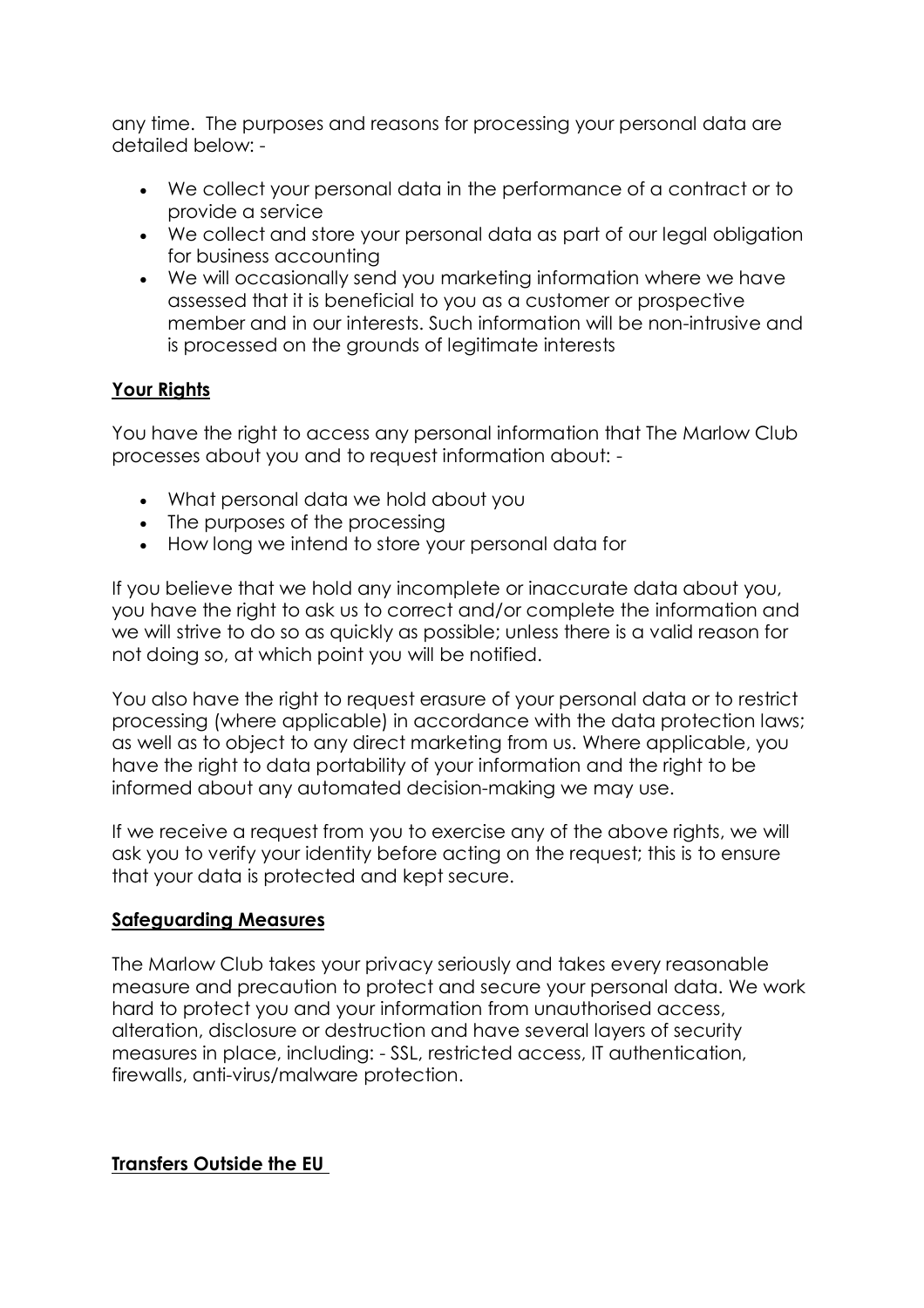any time. The purposes and reasons for processing your personal data are detailed below: -

- We collect your personal data in the performance of a contract or to provide a service
- We collect and store your personal data as part of our legal obligation for business accounting
- We will occasionally send you marketing information where we have assessed that it is beneficial to you as a customer or prospective member and in our interests. Such information will be non-intrusive and is processed on the grounds of legitimate interests

## Your Rights

You have the right to access any personal information that The Marlow Club processes about you and to request information about: -

- What personal data we hold about you
- The purposes of the processing
- How long we intend to store your personal data for

If you believe that we hold any incomplete or inaccurate data about you, you have the right to ask us to correct and/or complete the information and we will strive to do so as quickly as possible; unless there is a valid reason for not doing so, at which point you will be notified.

You also have the right to request erasure of your personal data or to restrict processing (where applicable) in accordance with the data protection laws; as well as to object to any direct marketing from us. Where applicable, you have the right to data portability of your information and the right to be informed about any automated decision-making we may use.

If we receive a request from you to exercise any of the above rights, we will ask you to verify your identity before acting on the request; this is to ensure that your data is protected and kept secure.

## Safeguarding Measures

The Marlow Club takes your privacy seriously and takes every reasonable measure and precaution to protect and secure your personal data. We work hard to protect you and your information from unauthorised access, alteration, disclosure or destruction and have several layers of security measures in place, including: - SSL, restricted access, IT authentication, firewalls, anti-virus/malware protection.

## Transfers Outside the EU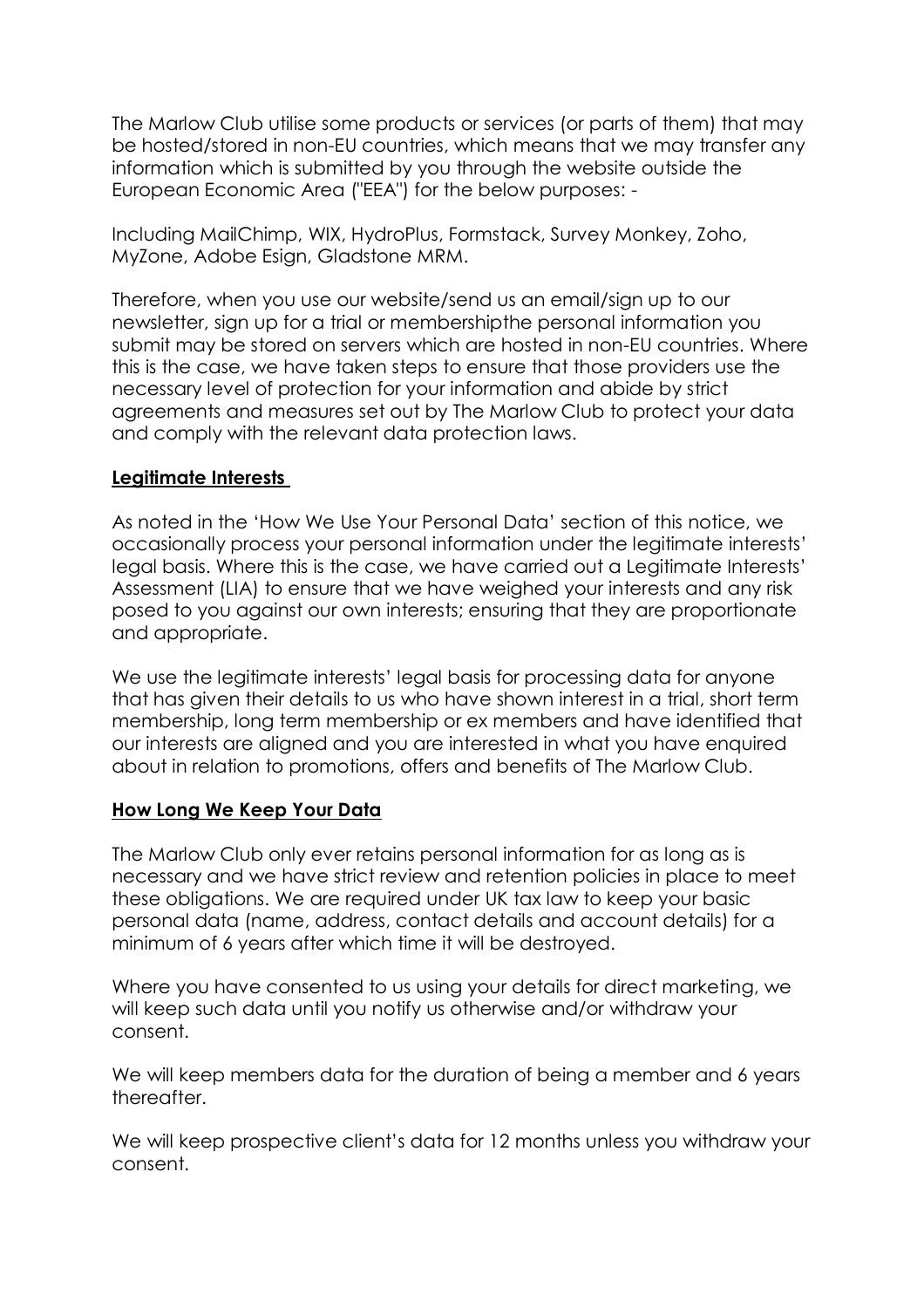The Marlow Club utilise some products or services (or parts of them) that may be hosted/stored in non-EU countries, which means that we may transfer any information which is submitted by you through the website outside the European Economic Area ("EEA") for the below purposes: -

Including MailChimp, WIX, HydroPlus, Formstack, Survey Monkey, Zoho, MyZone, Adobe Esign, Gladstone MRM.

Therefore, when you use our website/send us an email/sign up to our newsletter, sign up for a trial or membershipthe personal information you submit may be stored on servers which are hosted in non-EU countries. Where this is the case, we have taken steps to ensure that those providers use the necessary level of protection for your information and abide by strict agreements and measures set out by The Marlow Club to protect your data and comply with the relevant data protection laws.

## **Legitimate Interests**

As noted in the 'How We Use Your Personal Data' section of this notice, we occasionally process your personal information under the legitimate interests' legal basis. Where this is the case, we have carried out a Legitimate Interests' Assessment (LIA) to ensure that we have weighed your interests and any risk posed to you against our own interests; ensuring that they are proportionate and appropriate.

We use the legitimate interests' legal basis for processing data for anyone that has given their details to us who have shown interest in a trial, short term membership, long term membership or ex members and have identified that our interests are aligned and you are interested in what you have enquired about in relation to promotions, offers and benefits of The Marlow Club.

## **How Long We Keep Your Data**

The Marlow Club only ever retains personal information for as long as is necessary and we have strict review and retention policies in place to meet these obligations. We are required under UK tax law to keep your basic personal data (name, address, contact details and account details) for a minimum of 6 years after which time it will be destroyed.

Where you have consented to us using your details for direct marketing, we will keep such data until you notify us otherwise and/or withdraw your consent.

We will keep members data for the duration of being a member and 6 years thereafter.

We will keep prospective client's data for 12 months unless you withdraw your consent.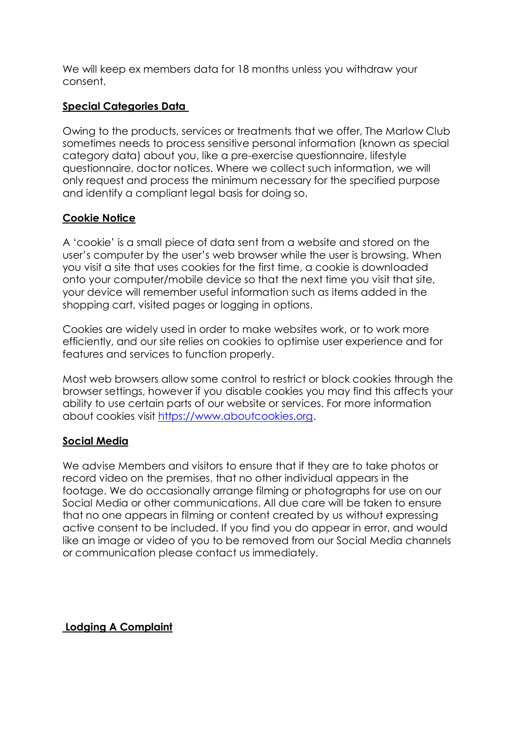We will keep ex members data for 18 months unless you withdraw your consent.

## **Special Categories Data**

Owing to the products, services or treatments that we offer, The Marlow Club sometimes needs to process sensitive personal information (known as special category data) about you, like a pre-exercise questionnaire, lifestyle questionnaire, doctor notices. Where we collect such information, we will only request and process the minimum necessary for the specified purpose and identify a compliant legal basis for doing so.

## **Cookie Notice**

A 'cookie' is a small piece of data sent from a website and stored on the user's computer by the user's web browser while the user is browsing. When you visit a site that uses cookies for the first time, a cookie is downloaded onto your computer/mobile device so that the next time you visit that site, your device will remember useful information such as items added in the shopping cart, visited pages or logging in options.

Cookies are widely used in order to make websites work, or to work more efficiently, and our site relies on cookies to optimise user experience and for features and services to function properly.

Most web browsers allow some control to restrict or block cookies through the browser settings, however if you disable cookies you may find this affects your ability to use certain parts of our website or services. For more information about cookies visit [https://www.aboutcookies.org](https://www.aboutcookies.org).

## **Social Media**

We advise Members and visitors to ensure that if they are to take photos or record video on the premises, that no other individual appears in the footage. We do occasionally arrange filming or photographs for use on our Social Media or other communications. All due care will be taken to ensure that no one appears in filming or content created by us without expressing active consent to be included. If you find you do appear in error, and would like an image or video of you to be removed from our Social Media channels or communication please contact us immediately.

## **Lodging A Complaint**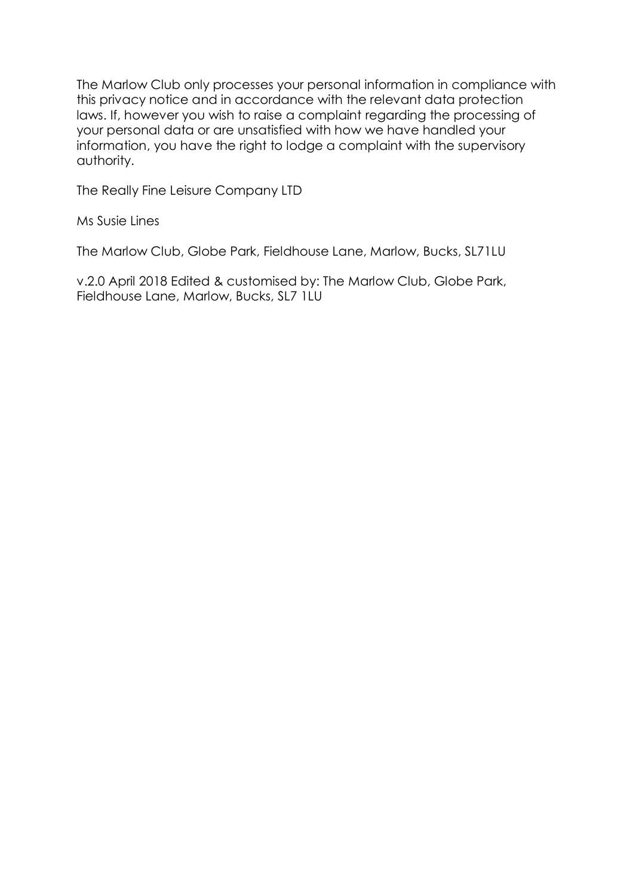The Marlow Club only processes your personal information in compliance with this privacy notice and in accordance with the relevant data protection laws. If, however you wish to raise a complaint regarding the processing of your personal data or are unsatisfied with how we have handled your information, you have the right to lodge a complaint with the supervisory authority.

The Really Fine Leisure Company LTD

Ms Susie Lines

The Marlow Club, Globe Park, Fieldhouse Lane, Marlow, Bucks, SL71LU

v.2.0 April 2018 Edited & customised by: The Marlow Club, Globe Park, Fieldhouse Lane, Marlow, Bucks, SL7 1LU